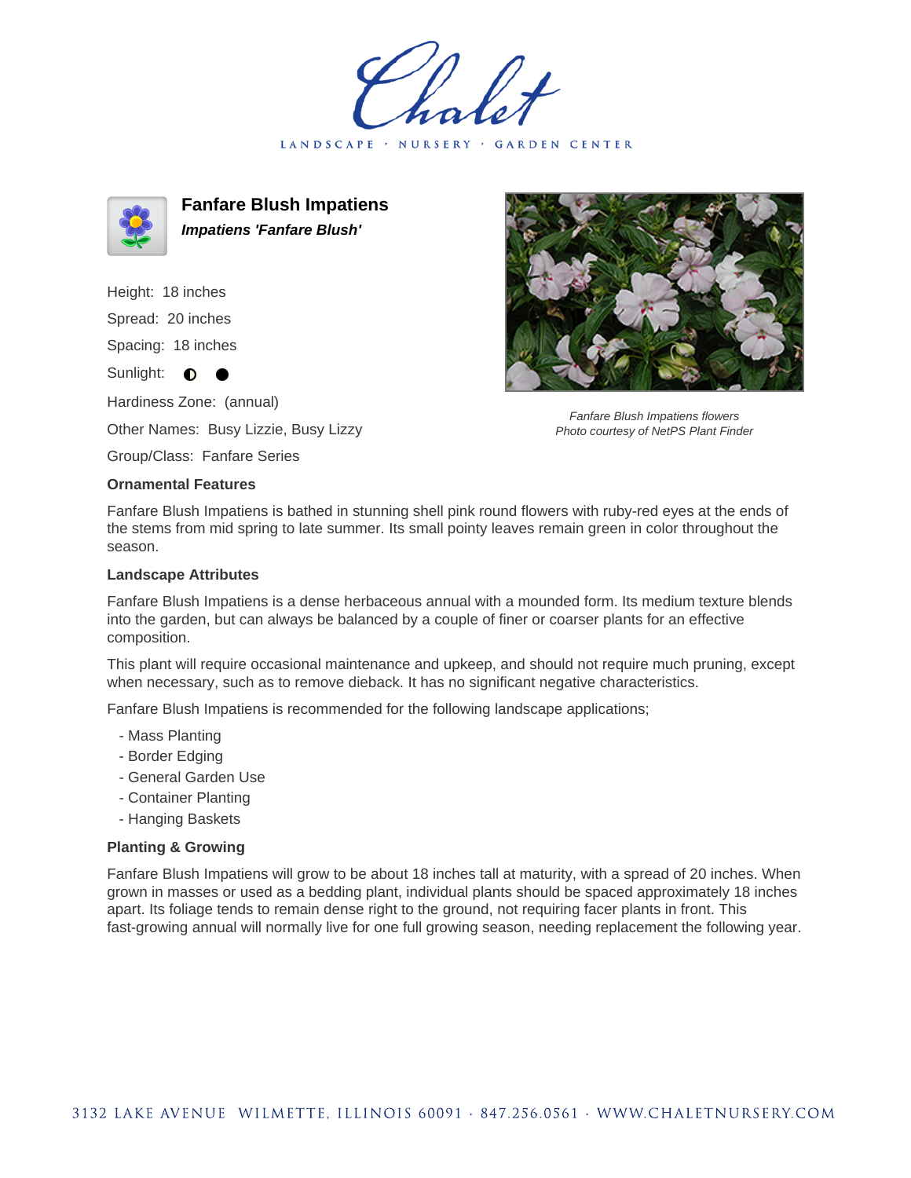# Chalet

LANDSCAPE · NURSERY · GARDEN CENTER

## Fanfare Blush Impatiens

***Impatiens 'Fanfare Blush'***

Height: 18 inches

Spread: 20 inches

Spacing: 18 inches

Sunlight: ◐ ●

Hardiness Zone: (annual)

Other Names: Busy Lizzie, Busy Lizzy

Group/Class: Fanfare Series

*Fanfare Blush Impatiens flowers*
*Photo courtesy of NetPS Plant Finder*

### Ornamental Features

Fanfare Blush Impatiens is bathed in stunning shell pink round flowers with ruby-red eyes at the ends of the stems from mid spring to late summer. Its small pointy leaves remain green in color throughout the season.

### Landscape Attributes

Fanfare Blush Impatiens is a dense herbaceous annual with a mounded form. Its medium texture blends into the garden, but can always be balanced by a couple of finer or coarser plants for an effective composition.

This plant will require occasional maintenance and upkeep, and should not require much pruning, except when necessary, such as to remove dieback. It has no significant negative characteristics.

Fanfare Blush Impatiens is recommended for the following landscape applications;

- Mass Planting
- Border Edging
- General Garden Use
- Container Planting
- Hanging Baskets

### Planting & Growing

Fanfare Blush Impatiens will grow to be about 18 inches tall at maturity, with a spread of 20 inches. When grown in masses or used as a bedding plant, individual plants should be spaced approximately 18 inches apart. Its foliage tends to remain dense right to the ground, not requiring facer plants in front. This fast-growing annual will normally live for one full growing season, needing replacement the following year.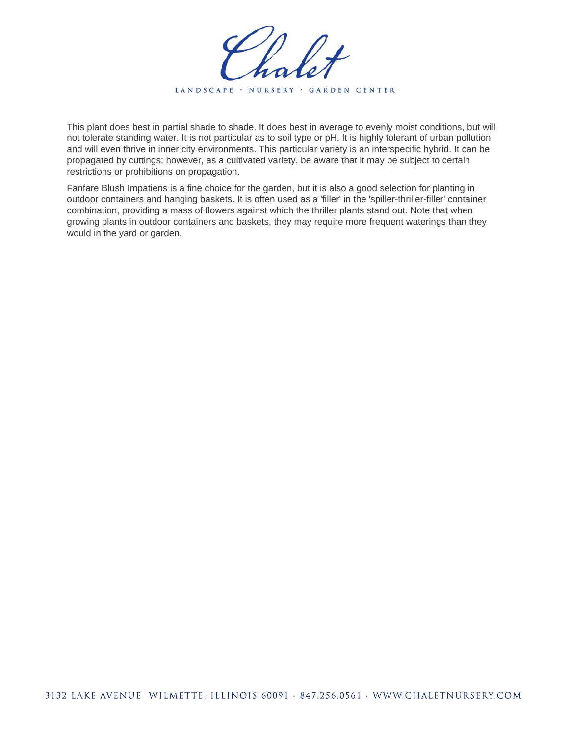This plant does best in partial shade to shade. It does best in average to evenly moist conditions, but will not tolerate standing water. It is not particular as to soil type or pH. It is highly tolerant of urban pollution and will even thrive in inner city environments. This particular variety is an interspecific hybrid. It can be propagated by cuttings; however, as a cultivated variety, be aware that it may be subject to certain restrictions or prohibitions on propagation.

Fanfare Blush Impatiens is a fine choice for the garden, but it is also a good selection for planting in outdoor containers and hanging baskets. It is often used as a 'filler' in the 'spiller-thriller-filler' container combination, providing a mass of flowers against which the thriller plants stand out. Note that when growing plants in outdoor containers and baskets, they may require more frequent waterings than they would in the yard or garden.